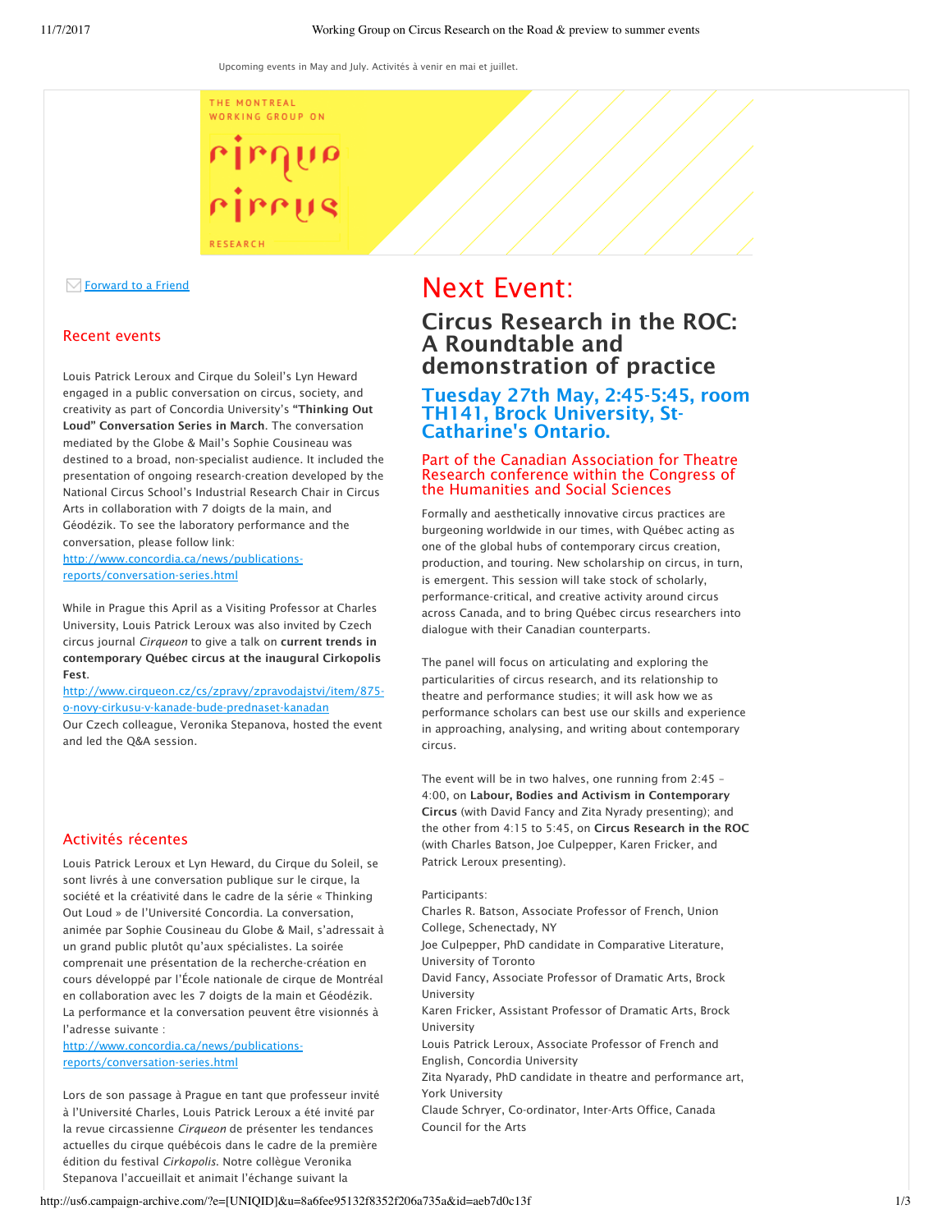Upcoming events in May and July. Activités à venir en mai et juillet.

THE MONTREAL WORKING GROUP ON

cirque circus

RESEARCH

Forward to a Friend

## Recent events

Louis Patrick Leroux and Cirque du Soleil's Lyn Heward engaged in a public conversation on circus, society, and creativity as part of Concordia University's **"Thinking Out Loud" Conversation Series in March**. The conversation mediated by the Globe & Mail's Sophie Cousineau was destined to a broad, non-specialist audience. It included the presentation of ongoing research-creation developed by the National Circus School's Industrial Research Chair in Circus Arts in collaboration with 7 doigts de la main, and Géodézik. To see the laboratory performance and the conversation, please follow link:
http://www.concordia.ca/news/publications-reports/conversation-series.html

While in Prague this April as a Visiting Professor at Charles University, Louis Patrick Leroux was also invited by Czech circus journal *Cirqueon* to give a talk on **current trends in contemporary Québec circus at the inaugural Cirkopolis Fest**.
http://www.cirqueon.cz/cs/zpravy/zpravodajstvi/item/875-o-novy-cirkusu-v-kanade-bude-prednaset-kanadan
Our Czech colleague, Veronika Stepanova, hosted the event and led the Q&A session.

## Activités récentes

Louis Patrick Leroux et Lyn Heward, du Cirque du Soleil, se sont livrés à une conversation publique sur le cirque, la société et la créativité dans le cadre de la série « Thinking Out Loud » de l'Université Concordia. La conversation, animée par Sophie Cousineau du Globe & Mail, s'adressait à un grand public plutôt qu'aux spécialistes. La soirée comprenait une présentation de la recherche-création en cours développé par l'École nationale de cirque de Montréal en collaboration avec les 7 doigts de la main et Géodézik. La performance et la conversation peuvent être visionnés à l'adresse suivante :
http://www.concordia.ca/news/publications-reports/conversation-series.html

Lors de son passage à Prague en tant que professeur invité à l'Université Charles, Louis Patrick Leroux a été invité par la revue circassienne *Cirqueon* de présenter les tendances actuelles du cirque québécois dans le cadre de la première édition du festival *Cirkopolis.* Notre collègue Veronika Stepanova l'accueillait et animait l'échange suivant la

# Next Event:

## Circus Research in the ROC: A Roundtable and demonstration of practice

### Tuesday 27th May, 2:45-5:45, room TH141, Brock University, St-Catharine's Ontario.

### Part of the Canadian Association for Theatre Research conference within the Congress of the Humanities and Social Sciences

Formally and aesthetically innovative circus practices are burgeoning worldwide in our times, with Québec acting as one of the global hubs of contemporary circus creation, production, and touring. New scholarship on circus, in turn, is emergent. This session will take stock of scholarly, performance-critical, and creative activity around circus across Canada, and to bring Québec circus researchers into dialogue with their Canadian counterparts.

The panel will focus on articulating and exploring the particularities of circus research, and its relationship to theatre and performance studies; it will ask how we as performance scholars can best use our skills and experience in approaching, analysing, and writing about contemporary circus.

The event will be in two halves, one running from 2:45 – 4:00, on **Labour, Bodies and Activism in Contemporary Circus** (with David Fancy and Zita Nyrady presenting); and the other from 4:15 to 5:45, on **Circus Research in the ROC** (with Charles Batson, Joe Culpepper, Karen Fricker, and Patrick Leroux presenting).

Participants:
Charles R. Batson, Associate Professor of French, Union College, Schenectady, NY
Joe Culpepper, PhD candidate in Comparative Literature, University of Toronto
David Fancy, Associate Professor of Dramatic Arts, Brock University
Karen Fricker, Assistant Professor of Dramatic Arts, Brock University
Louis Patrick Leroux, Associate Professor of French and English, Concordia University
Zita Nyarady, PhD candidate in theatre and performance art, York University
Claude Schryer, Co-ordinator, Inter-Arts Office, Canada Council for the Arts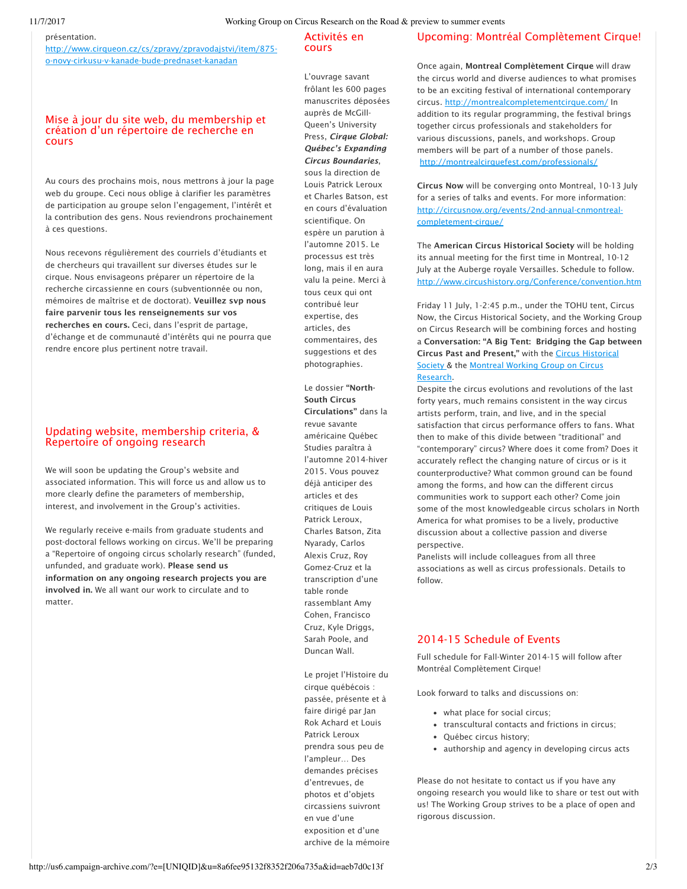présentation.
http://www.cirqueon.cz/cs/zpravy/zpravodajstvi/item/875-o-novy-cirkusu-v-kanade-bude-prednaset-kanadan

## Mise à jour du site web, du membership et création d'un répertoire de recherche en cours

Au cours des prochains mois, nous mettrons à jour la page web du groupe. Ceci nous oblige à clarifier les paramètres de participation au groupe selon l'engagement, l'intérêt et la contribution des gens. Nous reviendrons prochainement à ces questions.

Nous recevons régulièrement des courriels d'étudiants et de chercheurs qui travaillent sur diverses études sur le cirque. Nous envisageons préparer un répertoire de la recherche circassienne en cours (subventionnée ou non, mémoires de maîtrise et de doctorat). **Veuillez svp nous faire parvenir tous les renseignements sur vos recherches en cours.** Ceci, dans l'esprit de partage, d'échange et de communauté d'intérêts qui ne pourra que rendre encore plus pertinent notre travail.

## Updating website, membership criteria, & Repertoire of ongoing research

We will soon be updating the Group's website and associated information. This will force us and allow us to more clearly define the parameters of membership, interest, and involvement in the Group's activities.

We regularly receive e-mails from graduate students and post-doctoral fellows working on circus. We'll be preparing a "Repertoire of ongoing circus scholarly research" (funded, unfunded, and graduate work). **Please send us information on any ongoing research projects you are involved in.** We all want our work to circulate and to matter.

## Activités en cours

L'ouvrage savant frôlant les 600 pages manuscrites déposées auprès de McGill-Queen's University Press, ***Cirque Global: Québec's Expanding Circus Boundaries***, sous la direction de Louis Patrick Leroux et Charles Batson, est en cours d'évaluation scientifique. On espère un parution à l'automne 2015. Le processus est très long, mais il en aura valu la peine. Merci à tous ceux qui ont contribué leur expertise, des articles, des commentaires, des suggestions et des photographies.

Le dossier **"North-South Circus Circulations"** dans la revue savante américaine Québec Studies paraîtra à l'automne 2014-hiver 2015. Vous pouvez déjà anticiper des articles et des critiques de Louis Patrick Leroux, Charles Batson, Zita Nyarady, Carlos Alexis Cruz, Roy Gomez-Cruz et la transcription d'une table ronde rassemblant Amy Cohen, Francisco Cruz, Kyle Driggs, Sarah Poole, and Duncan Wall.

Le projet l'Histoire du cirque québécois : passée, présente et à faire dirigé par Jan Rok Achard et Louis Patrick Leroux prendra sous peu de l'ampleur… Des demandes précises d'entrevues, de photos et d'objets circassiens suivront en vue d'une exposition et d'une archive de la mémoire

## Upcoming: Montréal Complètement Cirque!

Once again, **Montreal Complètement Cirque** will draw the circus world and diverse audiences to what promises to be an exciting festival of international contemporary circus. http://montrealcompletementcirque.com/ In addition to its regular programming, the festival brings together circus professionals and stakeholders for various discussions, panels, and workshops. Group members will be part of a number of those panels. http://montrealcirquefest.com/professionals/

**Circus Now** will be converging onto Montreal, 10-13 July for a series of talks and events. For more information: http://circusnow.org/events/2nd-annual-cnmontreal-completement-cirque/

The **American Circus Historical Society** will be holding its annual meeting for the first time in Montreal, 10-12 July at the Auberge royale Versailles. Schedule to follow. http://www.circushistory.org/Conference/convention.htm

Friday 11 July, 1-2:45 p.m., under the TOHU tent, Circus Now, the Circus Historical Society, and the Working Group on Circus Research will be combining forces and hosting a **Conversation: "A Big Tent: Bridging the Gap between Circus Past and Present,"** with the Circus Historical Society & the Montreal Working Group on Circus Research.
Despite the circus evolutions and revolutions of the last forty years, much remains consistent in the way circus artists perform, train, and live, and in the special satisfaction that circus performance offers to fans. What then to make of this divide between "traditional" and "contemporary" circus? Where does it come from? Does it accurately reflect the changing nature of circus or is it counterproductive? What common ground can be found among the forms, and how can the different circus communities work to support each other? Come join some of the most knowledgeable circus scholars in North America for what promises to be a lively, productive discussion about a collective passion and diverse perspective.
Panelists will include colleagues from all three associations as well as circus professionals. Details to follow.

## 2014-15 Schedule of Events

Full schedule for Fall-Winter 2014-15 will follow after Montréal Complètement Cirque!

Look forward to talks and discussions on:

- what place for social circus;
- transcultural contacts and frictions in circus;
- Québec circus history;
- authorship and agency in developing circus acts

Please do not hesitate to contact us if you have any ongoing research you would like to share or test out with us! The Working Group strives to be a place of open and rigorous discussion.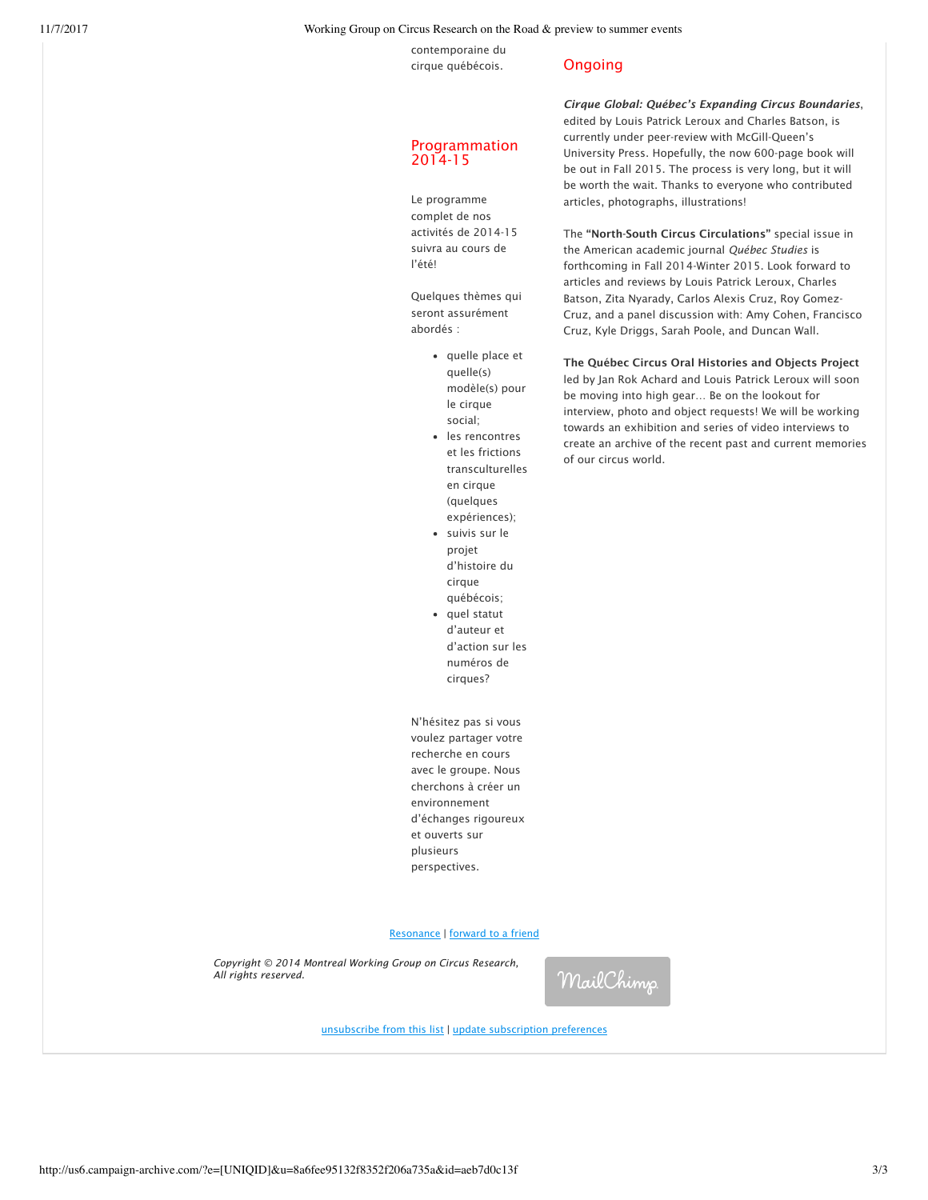contemporaine du cirque québécois.

## Programmation 2014-15

Le programme complet de nos activités de 2014-15 suivra au cours de l'été!

Quelques thèmes qui seront assurément abordés :

- quelle place et quelle(s) modèle(s) pour le cirque social;
- les rencontres et les frictions transculturelles en cirque (quelques expériences);
- suivis sur le projet d'histoire du cirque québécois;
- quel statut d'auteur et d'action sur les numéros de cirques?

N'hésitez pas si vous voulez partager votre recherche en cours avec le groupe. Nous cherchons à créer un environnement d'échanges rigoureux et ouverts sur plusieurs perspectives.

## Ongoing

***Cirque Global: Québec's Expanding Circus Boundaries***, edited by Louis Patrick Leroux and Charles Batson, is currently under peer-review with McGill-Queen's University Press. Hopefully, the now 600-page book will be out in Fall 2015. The process is very long, but it will be worth the wait. Thanks to everyone who contributed articles, photographs, illustrations!

The **"North-South Circus Circulations"** special issue in the American academic journal *Québec Studies* is forthcoming in Fall 2014-Winter 2015. Look forward to articles and reviews by Louis Patrick Leroux, Charles Batson, Zita Nyarady, Carlos Alexis Cruz, Roy Gomez-Cruz, and a panel discussion with: Amy Cohen, Francisco Cruz, Kyle Driggs, Sarah Poole, and Duncan Wall.

**The Québec Circus Oral Histories and Objects Project** led by Jan Rok Achard and Louis Patrick Leroux will soon be moving into high gear… Be on the lookout for interview, photo and object requests! We will be working towards an exhibition and series of video interviews to create an archive of the recent past and current memories of our circus world.

Resonance | forward to a friend

*Copyright © 2014 Montreal Working Group on Circus Research, All rights reserved.*

MailChimp

unsubscribe from this list | update subscription preferences